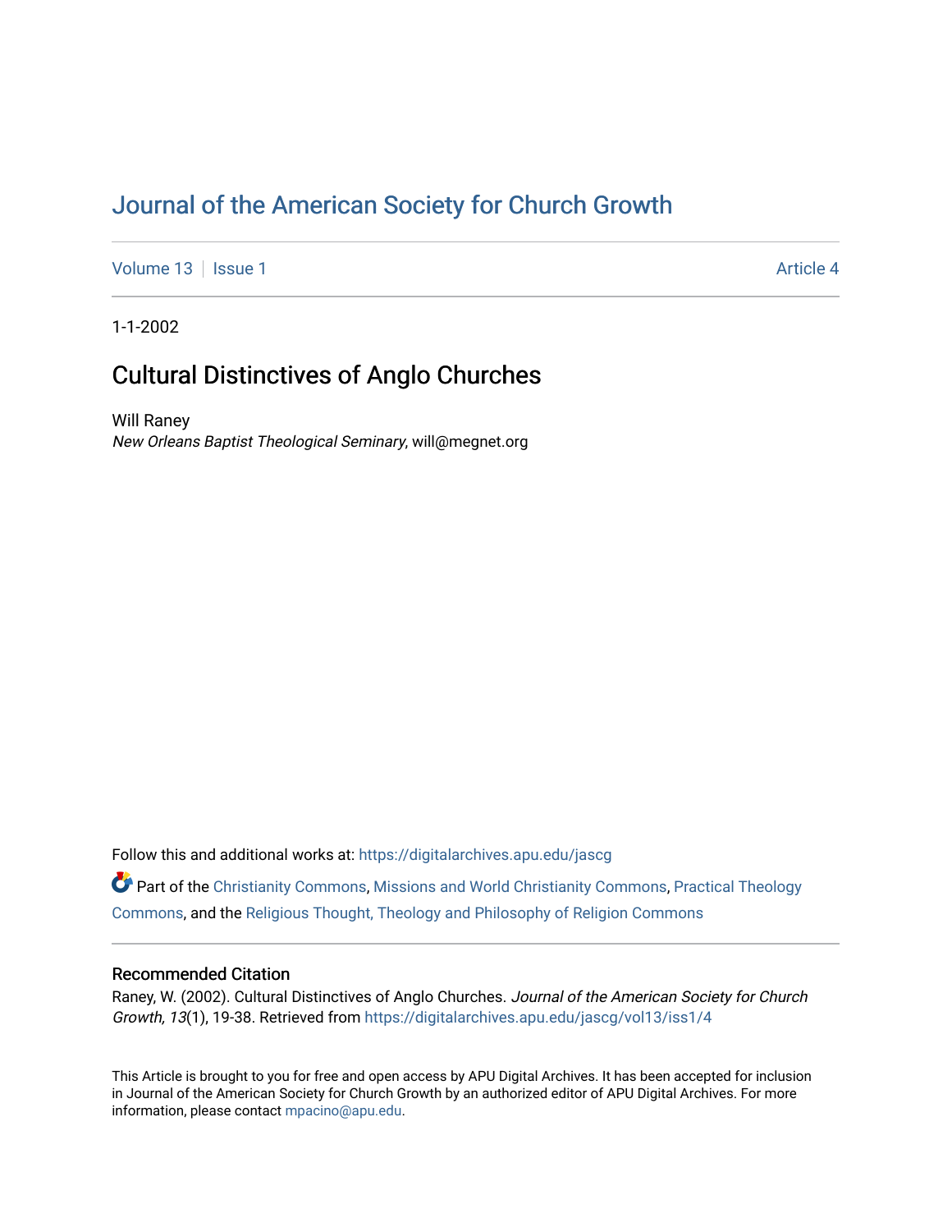# Journal of the American Society for Church Growth

Volume 13 | Issue 1 | Article 4

1-1-2002

## Cultural Distinctives of Anglo Churches

Will Raney
*New Orleans Baptist Theological Seminary*, will@megnet.org

Follow this and additional works at: https://digitalarchives.apu.edu/jascg

Part of the Christianity Commons, Missions and World Christianity Commons, Practical Theology Commons, and the Religious Thought, Theology and Philosophy of Religion Commons

### Recommended Citation

Raney, W. (2002). Cultural Distinctives of Anglo Churches. *Journal of the American Society for Church Growth, 13*(1), 19-38. Retrieved from https://digitalarchives.apu.edu/jascg/vol13/iss1/4

This Article is brought to you for free and open access by APU Digital Archives. It has been accepted for inclusion in Journal of the American Society for Church Growth by an authorized editor of APU Digital Archives. For more information, please contact mpacino@apu.edu.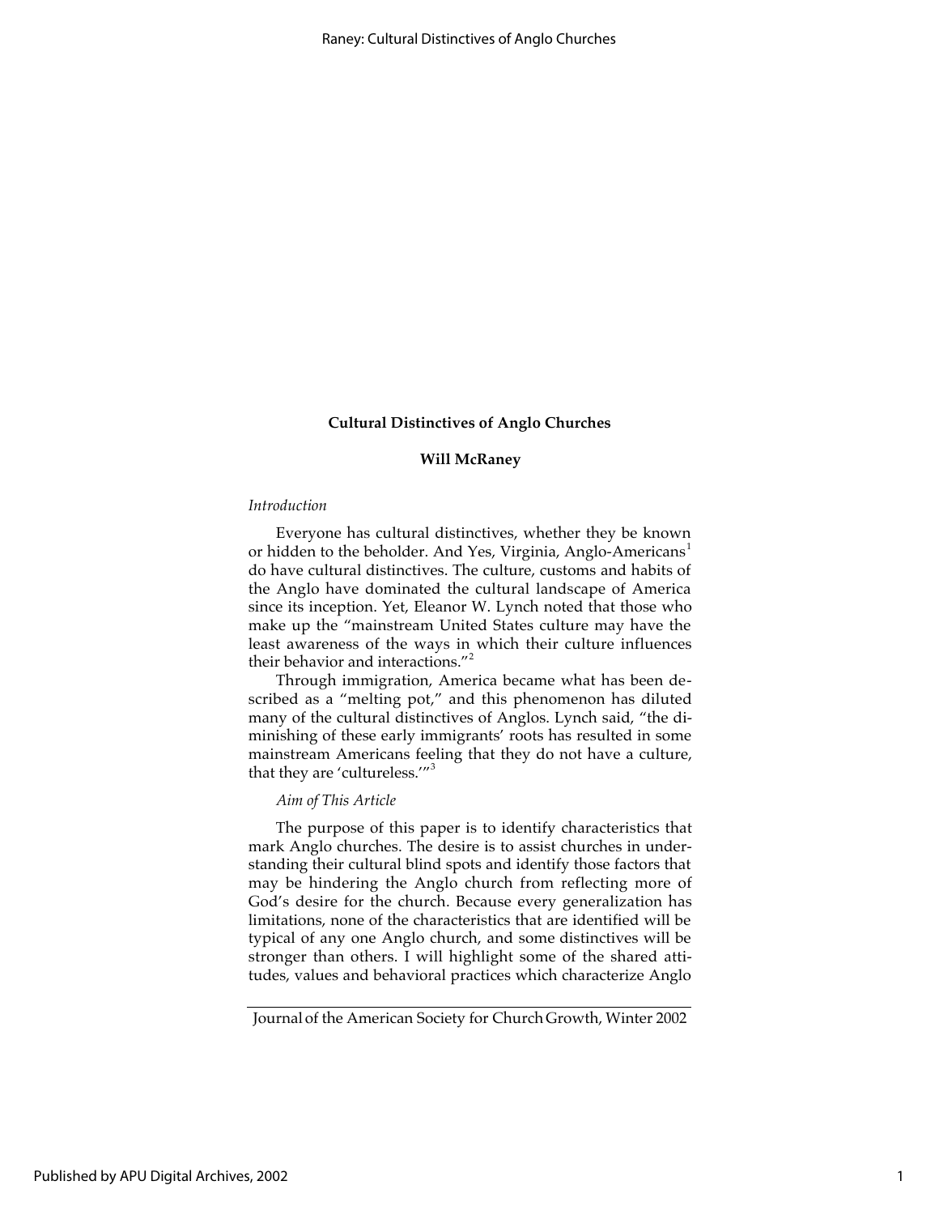## Cultural Distinctives of Anglo Churches

### Will McRaney

*Introduction*

Everyone has cultural distinctives, whether they be known or hidden to the beholder. And Yes, Virginia, Anglo-Americans[1] do have cultural distinctives. The culture, customs and habits of the Anglo have dominated the cultural landscape of America since its inception. Yet, Eleanor W. Lynch noted that those who make up the "mainstream United States culture may have the least awareness of the ways in which their culture influences their behavior and interactions."[2]

Through immigration, America became what has been described as a "melting pot," and this phenomenon has diluted many of the cultural distinctives of Anglos. Lynch said, "the diminishing of these early immigrants' roots has resulted in some mainstream Americans feeling that they do not have a culture, that they are 'cultureless.'"[3]

*Aim of This Article*

The purpose of this paper is to identify characteristics that mark Anglo churches. The desire is to assist churches in understanding their cultural blind spots and identify those factors that may be hindering the Anglo church from reflecting more of God's desire for the church. Because every generalization has limitations, none of the characteristics that are identified will be typical of any one Anglo church, and some distinctives will be stronger than others. I will highlight some of the shared attitudes, values and behavioral practices which characterize Anglo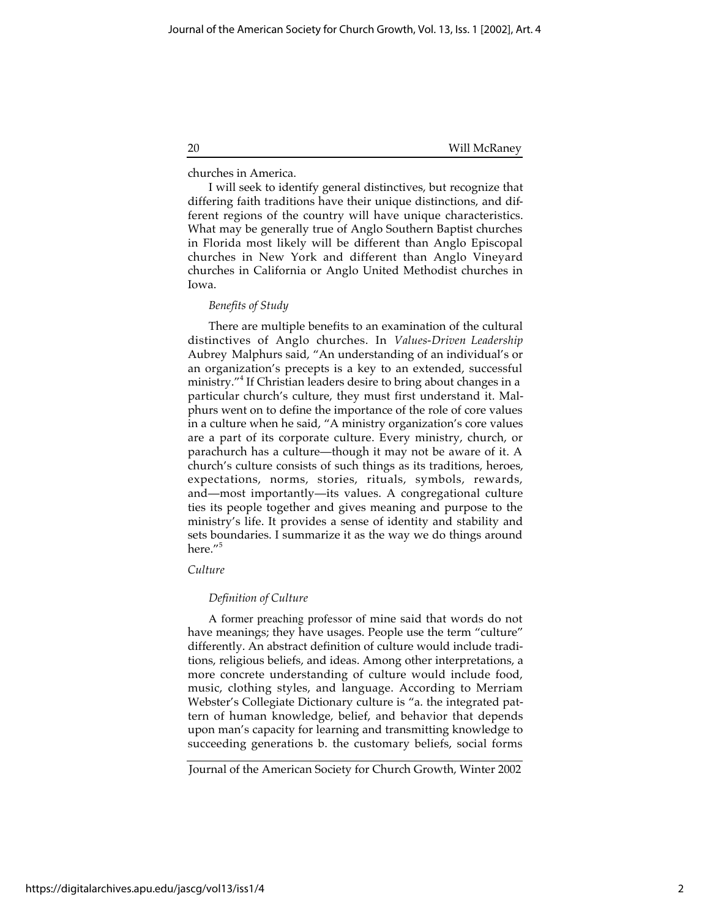churches in America.

I will seek to identify general distinctives, but recognize that differing faith traditions have their unique distinctions, and different regions of the country will have unique characteristics. What may be generally true of Anglo Southern Baptist churches in Florida most likely will be different than Anglo Episcopal churches in New York and different than Anglo Vineyard churches in California or Anglo United Methodist churches in Iowa.

*Benefits of Study*

There are multiple benefits to an examination of the cultural distinctives of Anglo churches. In *Values-Driven Leadership* Aubrey Malphurs said, "An understanding of an individual's or an organization's precepts is a key to an extended, successful ministry."[4] If Christian leaders desire to bring about changes in a particular church's culture, they must first understand it. Malphurs went on to define the importance of the role of core values in a culture when he said, "A ministry organization's core values are a part of its corporate culture. Every ministry, church, or parachurch has a culture—though it may not be aware of it. A church's culture consists of such things as its traditions, heroes, expectations, norms, stories, rituals, symbols, rewards, and—most importantly—its values. A congregational culture ties its people together and gives meaning and purpose to the ministry's life. It provides a sense of identity and stability and sets boundaries. I summarize it as the way we do things around here."[5]

*Culture*

*Definition of Culture*

A former preaching professor of mine said that words do not have meanings; they have usages. People use the term "culture" differently. An abstract definition of culture would include traditions, religious beliefs, and ideas. Among other interpretations, a more concrete understanding of culture would include food, music, clothing styles, and language. According to Merriam Webster's Collegiate Dictionary culture is "a. the integrated pattern of human knowledge, belief, and behavior that depends upon man's capacity for learning and transmitting knowledge to succeeding generations b. the customary beliefs, social forms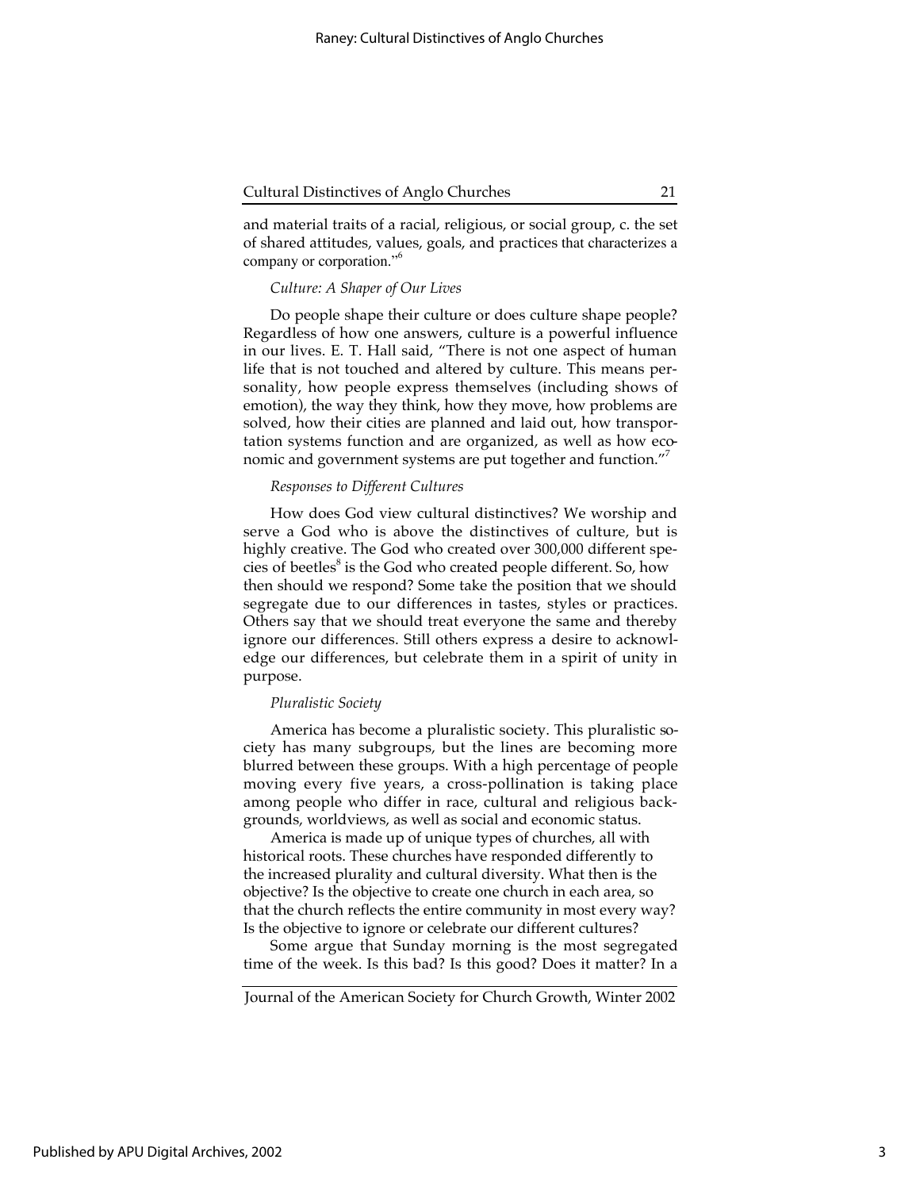and material traits of a racial, religious, or social group, c. the set of shared attitudes, values, goals, and practices that characterizes a company or corporation."[6]

*Culture: A Shaper of Our Lives*

Do people shape their culture or does culture shape people? Regardless of how one answers, culture is a powerful influence in our lives. E. T. Hall said, "There is not one aspect of human life that is not touched and altered by culture. This means personality, how people express themselves (including shows of emotion), the way they think, how they move, how problems are solved, how their cities are planned and laid out, how transportation systems function and are organized, as well as how economic and government systems are put together and function."[7]

*Responses to Different Cultures*

How does God view cultural distinctives? We worship and serve a God who is above the distinctives of culture, but is highly creative. The God who created over 300,000 different species of beetles[8] is the God who created people different. So, how then should we respond? Some take the position that we should segregate due to our differences in tastes, styles or practices. Others say that we should treat everyone the same and thereby ignore our differences. Still others express a desire to acknowledge our differences, but celebrate them in a spirit of unity in purpose.

*Pluralistic Society*

America has become a pluralistic society. This pluralistic society has many subgroups, but the lines are becoming more blurred between these groups. With a high percentage of people moving every five years, a cross-pollination is taking place among people who differ in race, cultural and religious backgrounds, worldviews, as well as social and economic status.

America is made up of unique types of churches, all with historical roots. These churches have responded differently to the increased plurality and cultural diversity. What then is the objective? Is the objective to create one church in each area, so that the church reflects the entire community in most every way? Is the objective to ignore or celebrate our different cultures?

Some argue that Sunday morning is the most segregated time of the week. Is this bad? Is this good? Does it matter? In a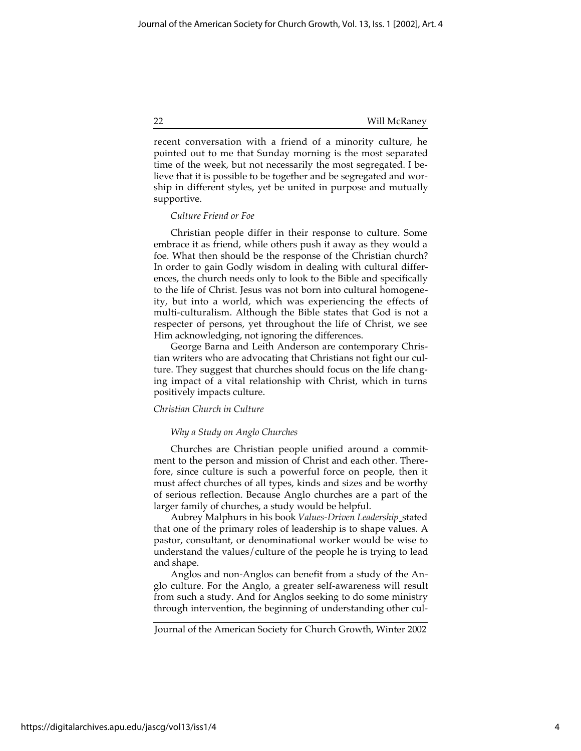recent conversation with a friend of a minority culture, he pointed out to me that Sunday morning is the most separated time of the week, but not necessarily the most segregated. I believe that it is possible to be together and be segregated and worship in different styles, yet be united in purpose and mutually supportive.

*Culture Friend or Foe*

Christian people differ in their response to culture. Some embrace it as friend, while others push it away as they would a foe. What then should be the response of the Christian church? In order to gain Godly wisdom in dealing with cultural differences, the church needs only to look to the Bible and specifically to the life of Christ. Jesus was not born into cultural homogeneity, but into a world, which was experiencing the effects of multi-culturalism. Although the Bible states that God is not a respecter of persons, yet throughout the life of Christ, we see Him acknowledging, not ignoring the differences.

George Barna and Leith Anderson are contemporary Christian writers who are advocating that Christians not fight our culture. They suggest that churches should focus on the life changing impact of a vital relationship with Christ, which in turns positively impacts culture.

*Christian Church in Culture*

*Why a Study on Anglo Churches*

Churches are Christian people unified around a commitment to the person and mission of Christ and each other. Therefore, since culture is such a powerful force on people, then it must affect churches of all types, kinds and sizes and be worthy of serious reflection. Because Anglo churches are a part of the larger family of churches, a study would be helpful.

Aubrey Malphurs in his book *Values-Driven Leadership* stated that one of the primary roles of leadership is to shape values. A pastor, consultant, or denominational worker would be wise to understand the values/culture of the people he is trying to lead and shape.

Anglos and non-Anglos can benefit from a study of the Anglo culture. For the Anglo, a greater self-awareness will result from such a study. And for Anglos seeking to do some ministry through intervention, the beginning of understanding other cul-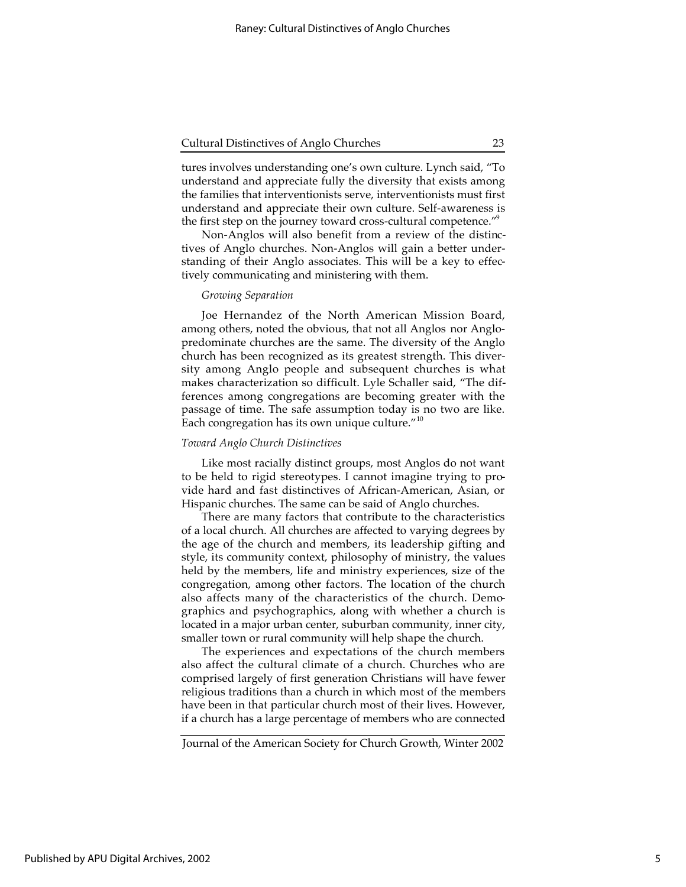tures involves understanding one's own culture. Lynch said, "To understand and appreciate fully the diversity that exists among the families that interventionists serve, interventionists must first understand and appreciate their own culture. Self-awareness is the first step on the journey toward cross-cultural competence."[9]

Non-Anglos will also benefit from a review of the distinctives of Anglo churches. Non-Anglos will gain a better understanding of their Anglo associates. This will be a key to effectively communicating and ministering with them.

*Growing Separation*

Joe Hernandez of the North American Mission Board, among others, noted the obvious, that not all Anglos nor Anglo-predominate churches are the same. The diversity of the Anglo church has been recognized as its greatest strength. This diversity among Anglo people and subsequent churches is what makes characterization so difficult. Lyle Schaller said, "The differences among congregations are becoming greater with the passage of time. The safe assumption today is no two are like. Each congregation has its own unique culture."[10]

*Toward Anglo Church Distinctives*

Like most racially distinct groups, most Anglos do not want to be held to rigid stereotypes. I cannot imagine trying to provide hard and fast distinctives of African-American, Asian, or Hispanic churches. The same can be said of Anglo churches.

There are many factors that contribute to the characteristics of a local church. All churches are affected to varying degrees by the age of the church and members, its leadership gifting and style, its community context, philosophy of ministry, the values held by the members, life and ministry experiences, size of the congregation, among other factors. The location of the church also affects many of the characteristics of the church. Demographics and psychographics, along with whether a church is located in a major urban center, suburban community, inner city, smaller town or rural community will help shape the church.

The experiences and expectations of the church members also affect the cultural climate of a church. Churches who are comprised largely of first generation Christians will have fewer religious traditions than a church in which most of the members have been in that particular church most of their lives. However, if a church has a large percentage of members who are connected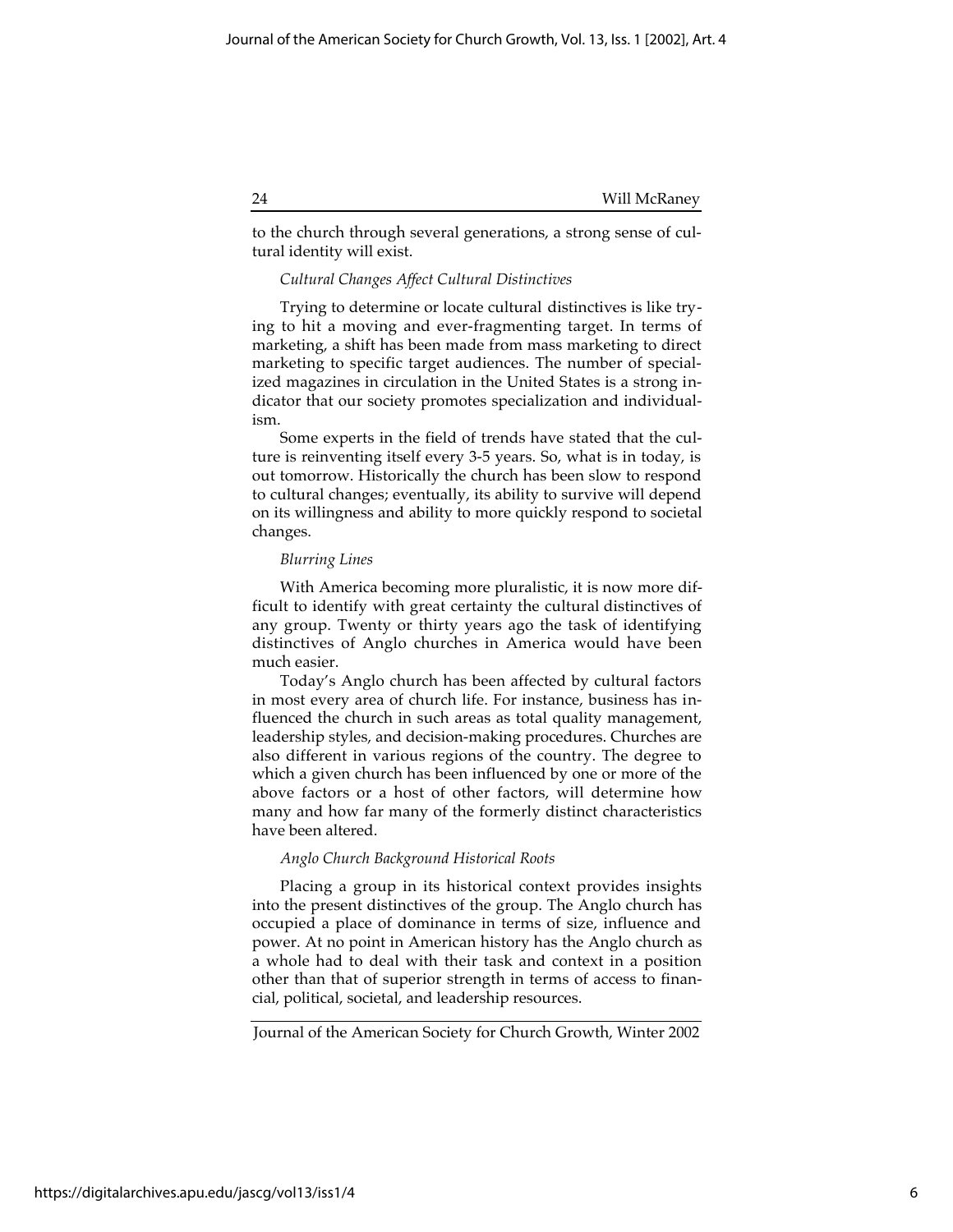to the church through several generations, a strong sense of cultural identity will exist.

### *Cultural Changes Affect Cultural Distinctives*

Trying to determine or locate cultural distinctives is like trying to hit a moving and ever-fragmenting target. In terms of marketing, a shift has been made from mass marketing to direct marketing to specific target audiences. The number of specialized magazines in circulation in the United States is a strong indicator that our society promotes specialization and individualism.

Some experts in the field of trends have stated that the culture is reinventing itself every 3-5 years. So, what is in today, is out tomorrow. Historically the church has been slow to respond to cultural changes; eventually, its ability to survive will depend on its willingness and ability to more quickly respond to societal changes.

### *Blurring Lines*

With America becoming more pluralistic, it is now more difficult to identify with great certainty the cultural distinctives of any group. Twenty or thirty years ago the task of identifying distinctives of Anglo churches in America would have been much easier.

Today's Anglo church has been affected by cultural factors in most every area of church life. For instance, business has influenced the church in such areas as total quality management, leadership styles, and decision-making procedures. Churches are also different in various regions of the country. The degree to which a given church has been influenced by one or more of the above factors or a host of other factors, will determine how many and how far many of the formerly distinct characteristics have been altered.

### *Anglo Church Background Historical Roots*

Placing a group in its historical context provides insights into the present distinctives of the group. The Anglo church has occupied a place of dominance in terms of size, influence and power. At no point in American history has the Anglo church as a whole had to deal with their task and context in a position other than that of superior strength in terms of access to financial, political, societal, and leadership resources.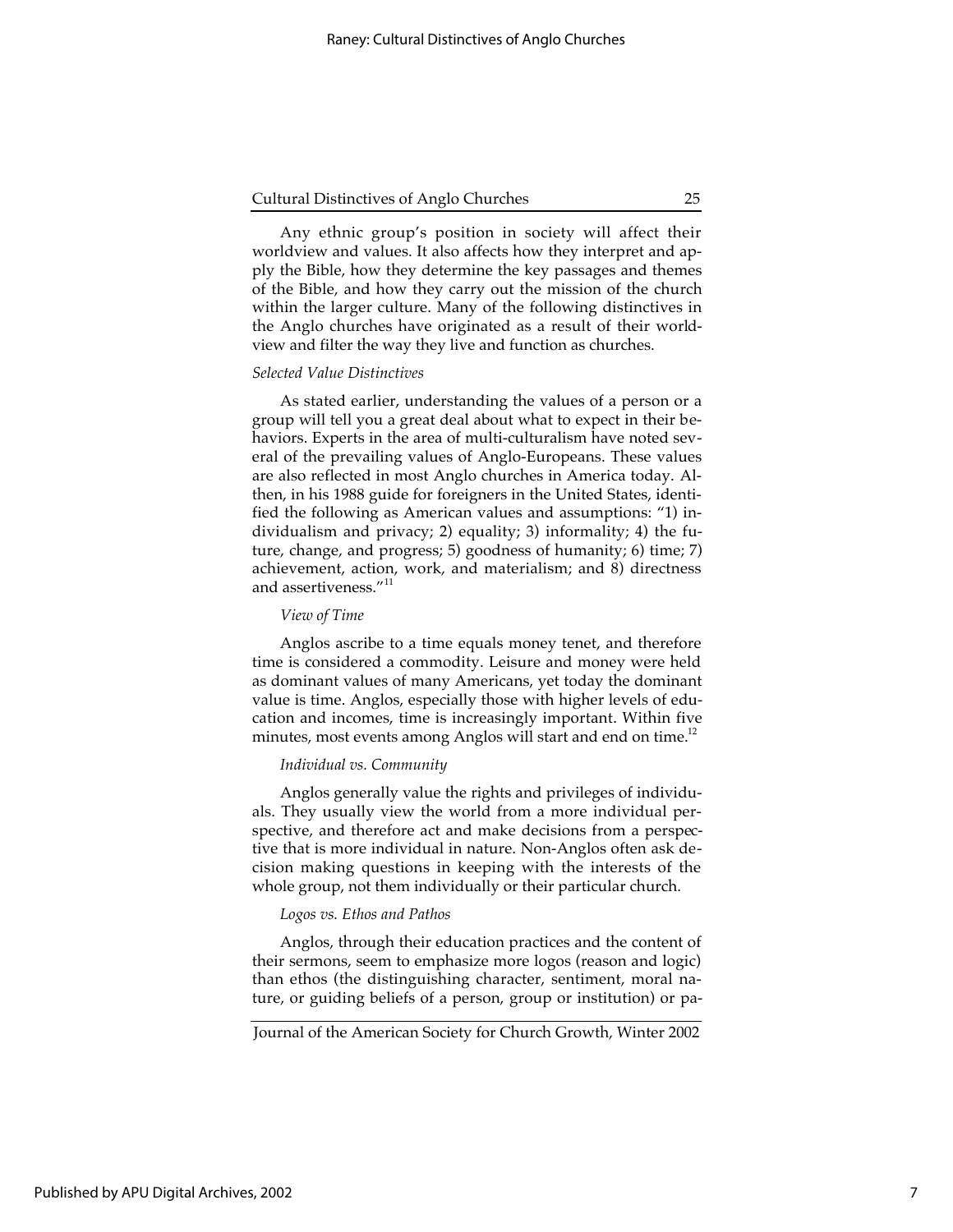Any ethnic group's position in society will affect their worldview and values. It also affects how they interpret and apply the Bible, how they determine the key passages and themes of the Bible, and how they carry out the mission of the church within the larger culture. Many of the following distinctives in the Anglo churches have originated as a result of their worldview and filter the way they live and function as churches.

### *Selected Value Distinctives*

As stated earlier, understanding the values of a person or a group will tell you a great deal about what to expect in their behaviors. Experts in the area of multi-culturalism have noted several of the prevailing values of Anglo-Europeans. These values are also reflected in most Anglo churches in America today. Althen, in his 1988 guide for foreigners in the United States, identified the following as American values and assumptions: "1) individualism and privacy; 2) equality; 3) informality; 4) the future, change, and progress; 5) goodness of humanity; 6) time; 7) achievement, action, work, and materialism; and 8) directness and assertiveness."[11]

#### *View of Time*

Anglos ascribe to a time equals money tenet, and therefore time is considered a commodity. Leisure and money were held as dominant values of many Americans, yet today the dominant value is time. Anglos, especially those with higher levels of education and incomes, time is increasingly important. Within five minutes, most events among Anglos will start and end on time.[12]

#### *Individual vs. Community*

Anglos generally value the rights and privileges of individuals. They usually view the world from a more individual perspective, and therefore act and make decisions from a perspective that is more individual in nature. Non-Anglos often ask decision making questions in keeping with the interests of the whole group, not them individually or their particular church.

#### *Logos vs. Ethos and Pathos*

Anglos, through their education practices and the content of their sermons, seem to emphasize more logos (reason and logic) than ethos (the distinguishing character, sentiment, moral nature, or guiding beliefs of a person, group or institution) or pa-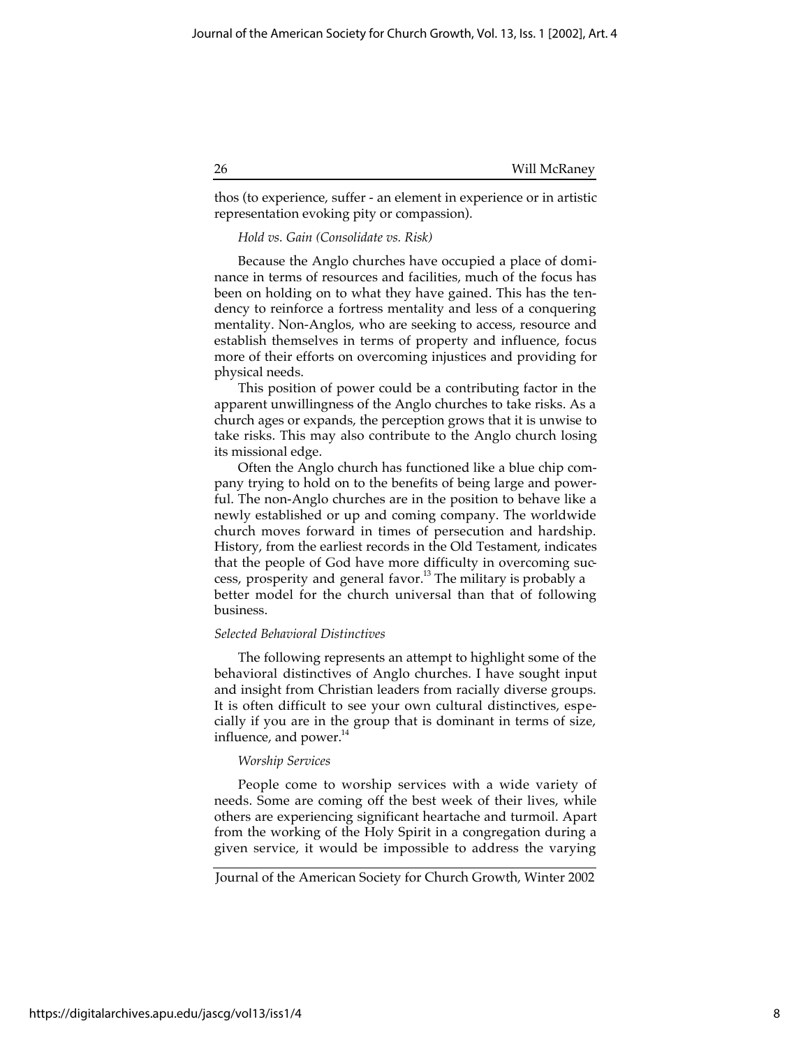thos (to experience, suffer - an element in experience or in artistic representation evoking pity or compassion).

*Hold vs. Gain (Consolidate vs. Risk)*

Because the Anglo churches have occupied a place of dominance in terms of resources and facilities, much of the focus has been on holding on to what they have gained. This has the tendency to reinforce a fortress mentality and less of a conquering mentality. Non-Anglos, who are seeking to access, resource and establish themselves in terms of property and influence, focus more of their efforts on overcoming injustices and providing for physical needs.

This position of power could be a contributing factor in the apparent unwillingness of the Anglo churches to take risks. As a church ages or expands, the perception grows that it is unwise to take risks. This may also contribute to the Anglo church losing its missional edge.

Often the Anglo church has functioned like a blue chip company trying to hold on to the benefits of being large and powerful. The non-Anglo churches are in the position to behave like a newly established or up and coming company. The worldwide church moves forward in times of persecution and hardship. History, from the earliest records in the Old Testament, indicates that the people of God have more difficulty in overcoming success, prosperity and general favor.[13] The military is probably a better model for the church universal than that of following business.

*Selected Behavioral Distinctives*

The following represents an attempt to highlight some of the behavioral distinctives of Anglo churches. I have sought input and insight from Christian leaders from racially diverse groups. It is often difficult to see your own cultural distinctives, especially if you are in the group that is dominant in terms of size, influence, and power.[14]

*Worship Services*

People come to worship services with a wide variety of needs. Some are coming off the best week of their lives, while others are experiencing significant heartache and turmoil. Apart from the working of the Holy Spirit in a congregation during a given service, it would be impossible to address the varying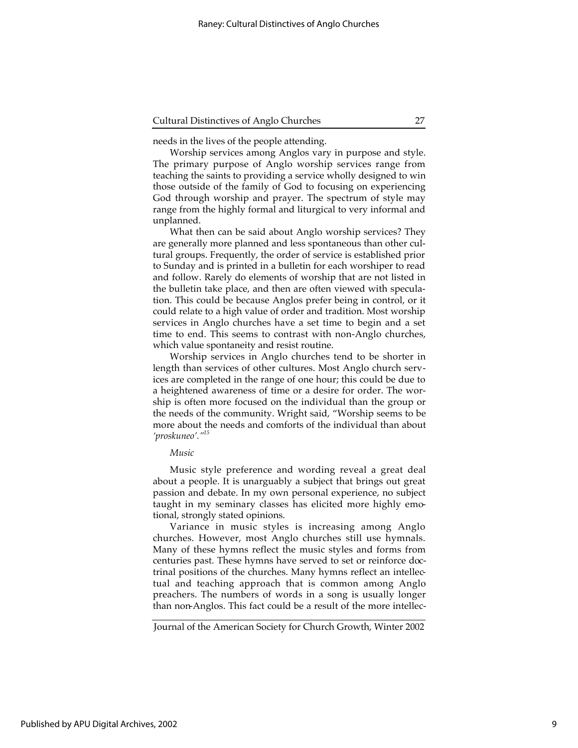needs in the lives of the people attending.

Worship services among Anglos vary in purpose and style. The primary purpose of Anglo worship services range from teaching the saints to providing a service wholly designed to win those outside of the family of God to focusing on experiencing God through worship and prayer. The spectrum of style may range from the highly formal and liturgical to very informal and unplanned.

What then can be said about Anglo worship services? They are generally more planned and less spontaneous than other cultural groups. Frequently, the order of service is established prior to Sunday and is printed in a bulletin for each worshiper to read and follow. Rarely do elements of worship that are not listed in the bulletin take place, and then are often viewed with speculation. This could be because Anglos prefer being in control, or it could relate to a high value of order and tradition. Most worship services in Anglo churches have a set time to begin and a set time to end. This seems to contrast with non-Anglo churches, which value spontaneity and resist routine.

Worship services in Anglo churches tend to be shorter in length than services of other cultures. Most Anglo church services are completed in the range of one hour; this could be due to a heightened awareness of time or a desire for order. The worship is often more focused on the individual than the group or the needs of the community. Wright said, "Worship seems to be more about the needs and comforts of the individual than about *'proskuneo'.*"[15]

*Music*

Music style preference and wording reveal a great deal about a people. It is unarguably a subject that brings out great passion and debate. In my own personal experience, no subject taught in my seminary classes has elicited more highly emotional, strongly stated opinions.

Variance in music styles is increasing among Anglo churches. However, most Anglo churches still use hymnals. Many of these hymns reflect the music styles and forms from centuries past. These hymns have served to set or reinforce doctrinal positions of the churches. Many hymns reflect an intellectual and teaching approach that is common among Anglo preachers. The numbers of words in a song is usually longer than non-Anglos. This fact could be a result of the more intellec-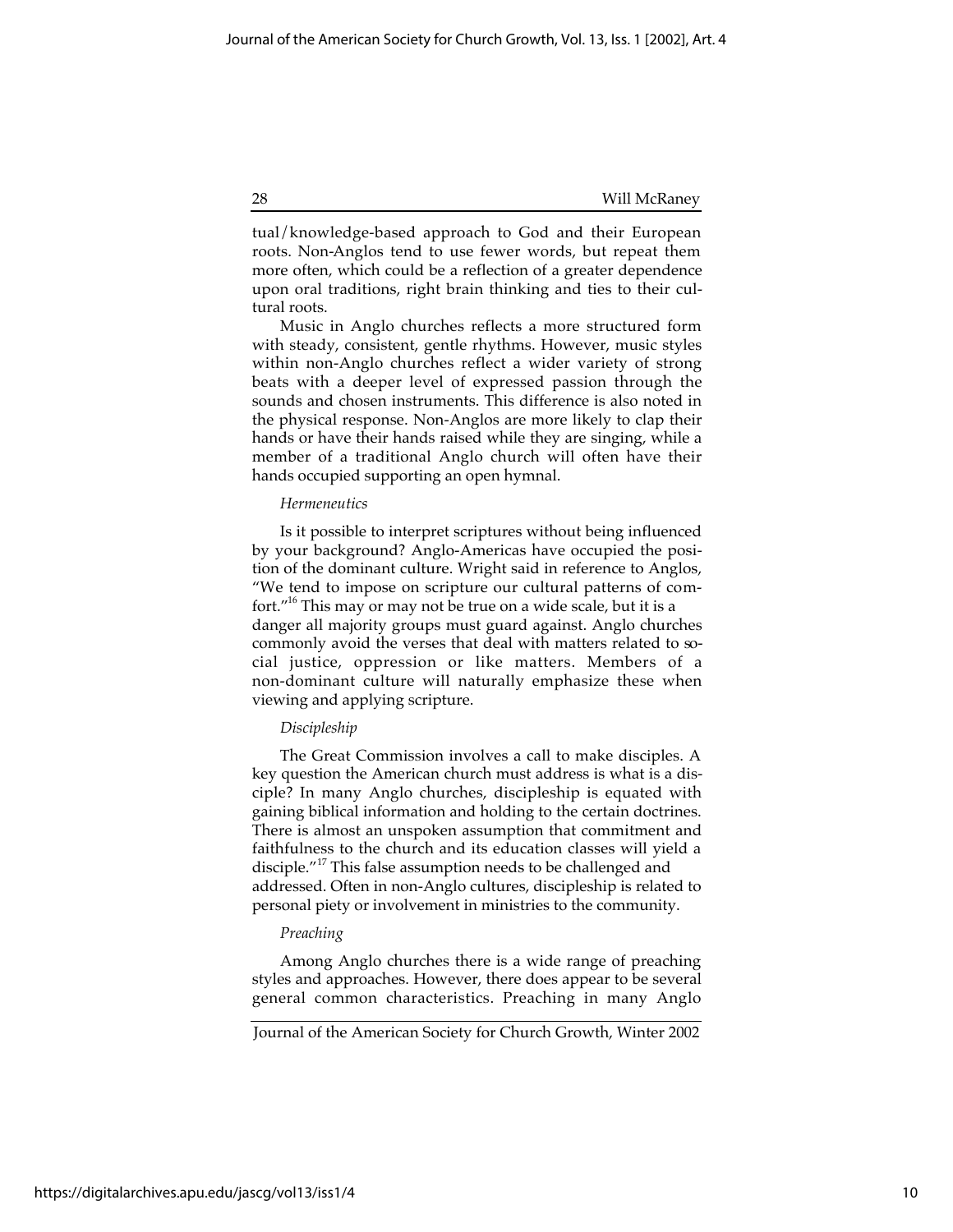tual/knowledge-based approach to God and their European roots. Non-Anglos tend to use fewer words, but repeat them more often, which could be a reflection of a greater dependence upon oral traditions, right brain thinking and ties to their cultural roots.

Music in Anglo churches reflects a more structured form with steady, consistent, gentle rhythms. However, music styles within non-Anglo churches reflect a wider variety of strong beats with a deeper level of expressed passion through the sounds and chosen instruments. This difference is also noted in the physical response. Non-Anglos are more likely to clap their hands or have their hands raised while they are singing, while a member of a traditional Anglo church will often have their hands occupied supporting an open hymnal.

*Hermeneutics*

Is it possible to interpret scriptures without being influenced by your background? Anglo-Americas have occupied the position of the dominant culture. Wright said in reference to Anglos, "We tend to impose on scripture our cultural patterns of comfort."[16] This may or may not be true on a wide scale, but it is a danger all majority groups must guard against. Anglo churches commonly avoid the verses that deal with matters related to social justice, oppression or like matters. Members of a non-dominant culture will naturally emphasize these when viewing and applying scripture.

*Discipleship*

The Great Commission involves a call to make disciples. A key question the American church must address is what is a disciple? In many Anglo churches, discipleship is equated with gaining biblical information and holding to the certain doctrines. There is almost an unspoken assumption that commitment and faithfulness to the church and its education classes will yield a disciple."[17] This false assumption needs to be challenged and addressed. Often in non-Anglo cultures, discipleship is related to personal piety or involvement in ministries to the community.

*Preaching*

Among Anglo churches there is a wide range of preaching styles and approaches. However, there does appear to be several general common characteristics. Preaching in many Anglo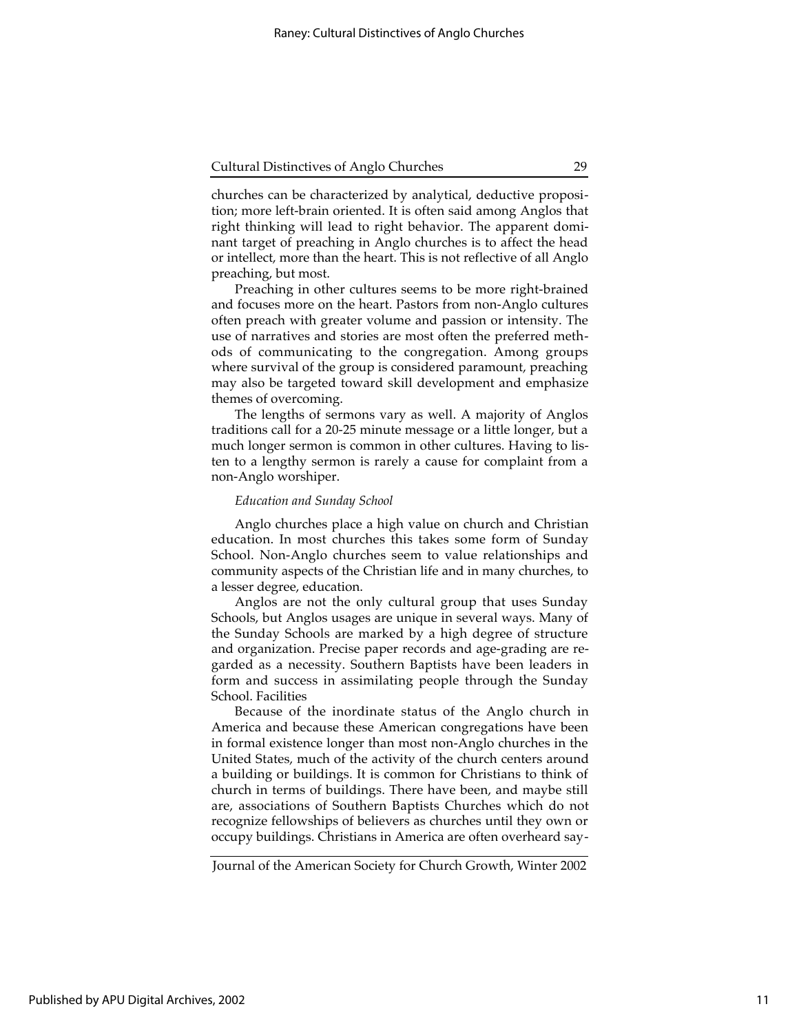churches can be characterized by analytical, deductive proposition; more left-brain oriented. It is often said among Anglos that right thinking will lead to right behavior. The apparent dominant target of preaching in Anglo churches is to affect the head or intellect, more than the heart. This is not reflective of all Anglo preaching, but most.

Preaching in other cultures seems to be more right-brained and focuses more on the heart. Pastors from non-Anglo cultures often preach with greater volume and passion or intensity. The use of narratives and stories are most often the preferred methods of communicating to the congregation. Among groups where survival of the group is considered paramount, preaching may also be targeted toward skill development and emphasize themes of overcoming.

The lengths of sermons vary as well. A majority of Anglos traditions call for a 20-25 minute message or a little longer, but a much longer sermon is common in other cultures. Having to listen to a lengthy sermon is rarely a cause for complaint from a non-Anglo worshiper.

*Education and Sunday School*

Anglo churches place a high value on church and Christian education. In most churches this takes some form of Sunday School. Non-Anglo churches seem to value relationships and community aspects of the Christian life and in many churches, to a lesser degree, education.

Anglos are not the only cultural group that uses Sunday Schools, but Anglos usages are unique in several ways. Many of the Sunday Schools are marked by a high degree of structure and organization. Precise paper records and age-grading are regarded as a necessity. Southern Baptists have been leaders in form and success in assimilating people through the Sunday School. Facilities

Because of the inordinate status of the Anglo church in America and because these American congregations have been in formal existence longer than most non-Anglo churches in the United States, much of the activity of the church centers around a building or buildings. It is common for Christians to think of church in terms of buildings. There have been, and maybe still are, associations of Southern Baptists Churches which do not recognize fellowships of believers as churches until they own or occupy buildings. Christians in America are often overheard say-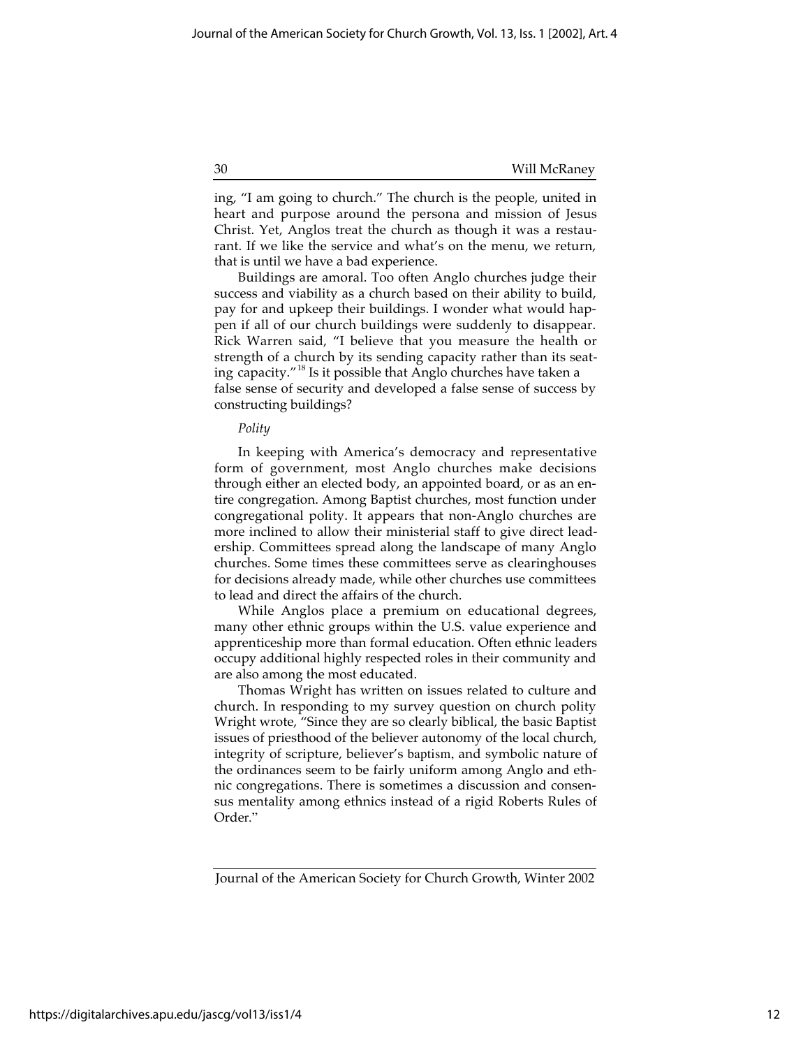ing, "I am going to church." The church is the people, united in heart and purpose around the persona and mission of Jesus Christ. Yet, Anglos treat the church as though it was a restaurant. If we like the service and what's on the menu, we return, that is until we have a bad experience.

Buildings are amoral. Too often Anglo churches judge their success and viability as a church based on their ability to build, pay for and upkeep their buildings. I wonder what would happen if all of our church buildings were suddenly to disappear. Rick Warren said, "I believe that you measure the health or strength of a church by its sending capacity rather than its seating capacity."[18] Is it possible that Anglo churches have taken a false sense of security and developed a false sense of success by constructing buildings?

*Polity*

In keeping with America's democracy and representative form of government, most Anglo churches make decisions through either an elected body, an appointed board, or as an entire congregation. Among Baptist churches, most function under congregational polity. It appears that non-Anglo churches are more inclined to allow their ministerial staff to give direct leadership. Committees spread along the landscape of many Anglo churches. Some times these committees serve as clearinghouses for decisions already made, while other churches use committees to lead and direct the affairs of the church.

While Anglos place a premium on educational degrees, many other ethnic groups within the U.S. value experience and apprenticeship more than formal education. Often ethnic leaders occupy additional highly respected roles in their community and are also among the most educated.

Thomas Wright has written on issues related to culture and church. In responding to my survey question on church polity Wright wrote, "Since they are so clearly biblical, the basic Baptist issues of priesthood of the believer autonomy of the local church, integrity of scripture, believer's baptism, and symbolic nature of the ordinances seem to be fairly uniform among Anglo and ethnic congregations. There is sometimes a discussion and consensus mentality among ethnics instead of a rigid Roberts Rules of Order."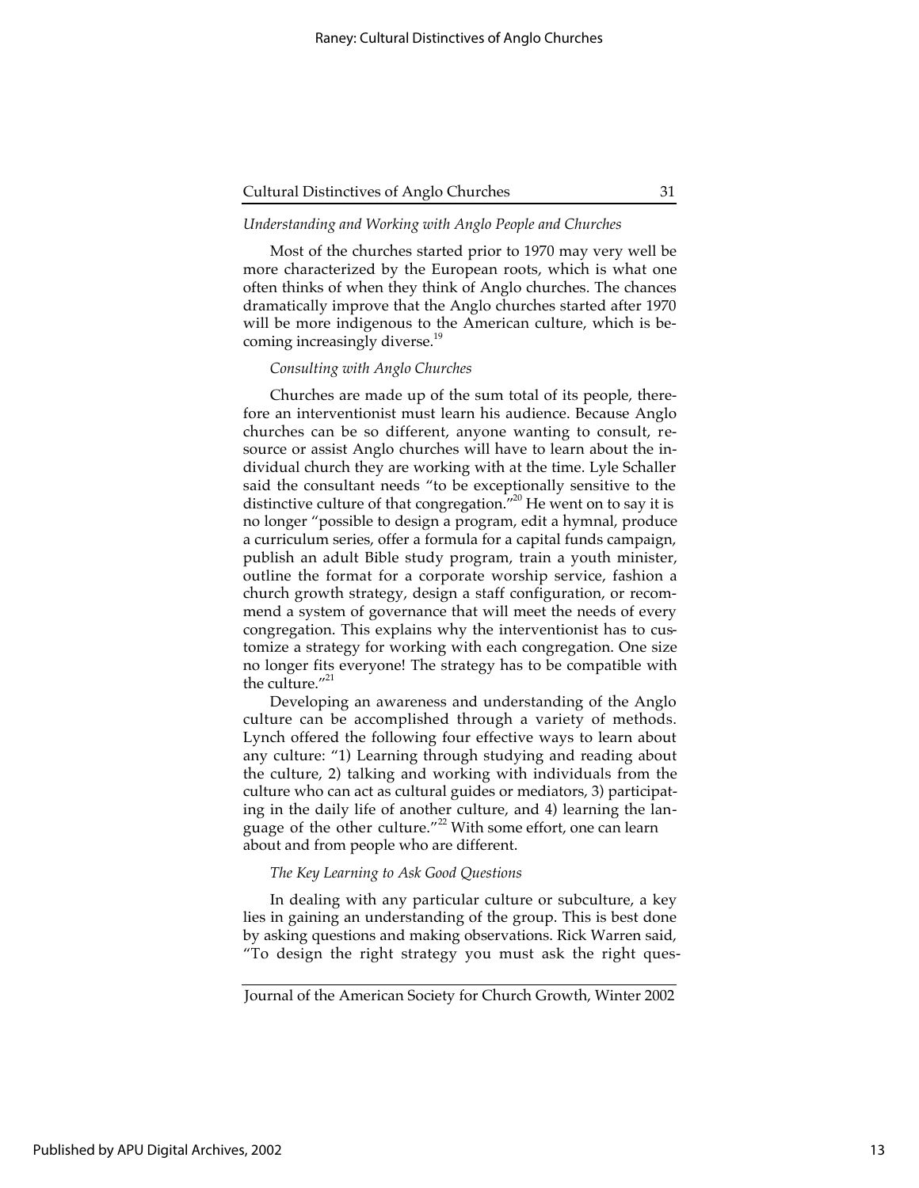*Understanding and Working with Anglo People and Churches*

Most of the churches started prior to 1970 may very well be more characterized by the European roots, which is what one often thinks of when they think of Anglo churches. The chances dramatically improve that the Anglo churches started after 1970 will be more indigenous to the American culture, which is becoming increasingly diverse.[19]

*Consulting with Anglo Churches*

Churches are made up of the sum total of its people, therefore an interventionist must learn his audience. Because Anglo churches can be so different, anyone wanting to consult, resource or assist Anglo churches will have to learn about the individual church they are working with at the time. Lyle Schaller said the consultant needs "to be exceptionally sensitive to the distinctive culture of that congregation."[20] He went on to say it is no longer "possible to design a program, edit a hymnal, produce a curriculum series, offer a formula for a capital funds campaign, publish an adult Bible study program, train a youth minister, outline the format for a corporate worship service, fashion a church growth strategy, design a staff configuration, or recommend a system of governance that will meet the needs of every congregation. This explains why the interventionist has to customize a strategy for working with each congregation. One size no longer fits everyone! The strategy has to be compatible with the culture."[21]

Developing an awareness and understanding of the Anglo culture can be accomplished through a variety of methods. Lynch offered the following four effective ways to learn about any culture: "1) Learning through studying and reading about the culture, 2) talking and working with individuals from the culture who can act as cultural guides or mediators, 3) participating in the daily life of another culture, and 4) learning the language of the other culture."[22] With some effort, one can learn about and from people who are different.

*The Key Learning to Ask Good Questions*

In dealing with any particular culture or subculture, a key lies in gaining an understanding of the group. This is best done by asking questions and making observations. Rick Warren said, "To design the right strategy you must ask the right ques-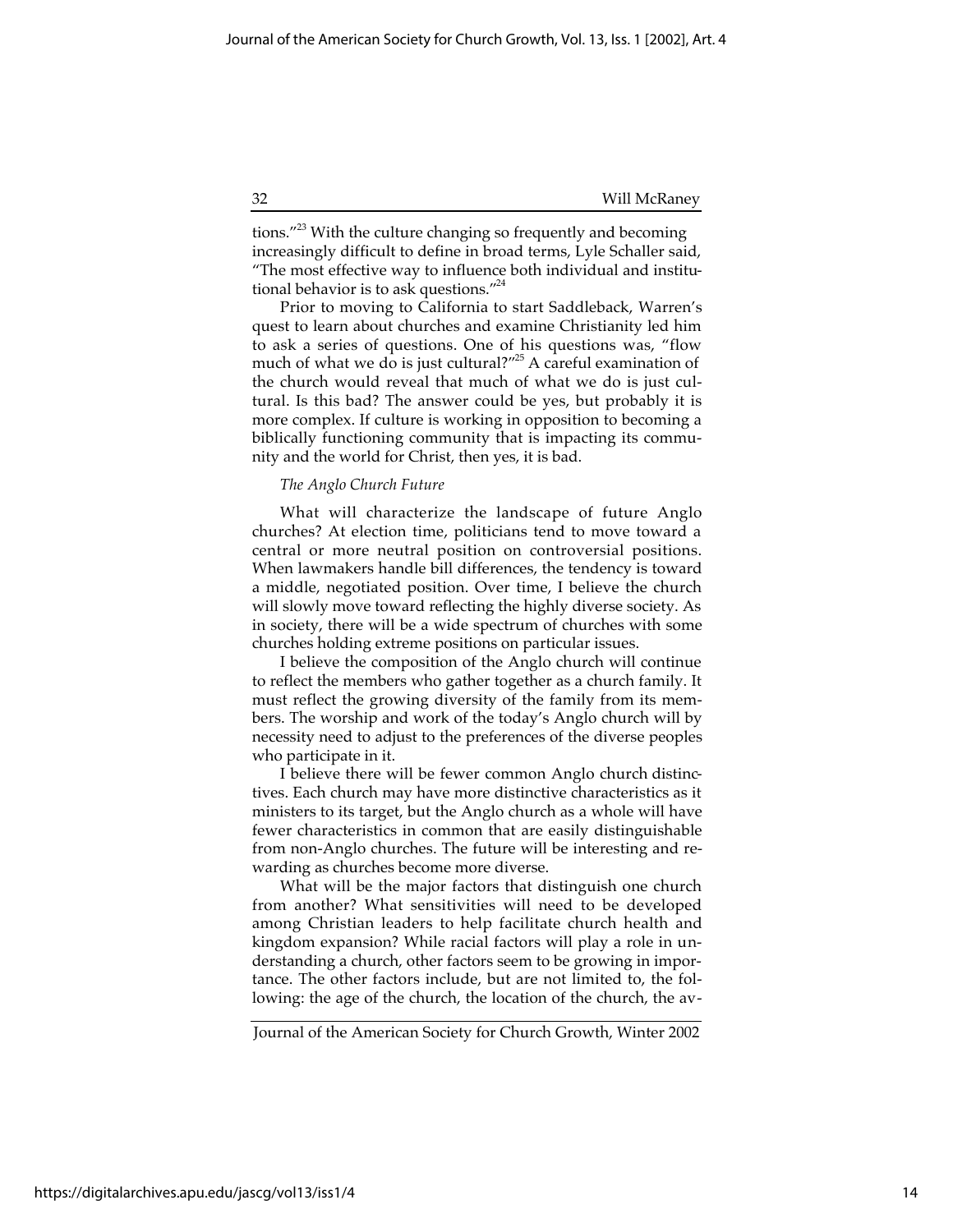tions."[23] With the culture changing so frequently and becoming increasingly difficult to define in broad terms, Lyle Schaller said, "The most effective way to influence both individual and institutional behavior is to ask questions."[24]

Prior to moving to California to start Saddleback, Warren's quest to learn about churches and examine Christianity led him to ask a series of questions. One of his questions was, "flow much of what we do is just cultural?"[25] A careful examination of the church would reveal that much of what we do is just cultural. Is this bad? The answer could be yes, but probably it is more complex. If culture is working in opposition to becoming a biblically functioning community that is impacting its community and the world for Christ, then yes, it is bad.

*The Anglo Church Future*

What will characterize the landscape of future Anglo churches? At election time, politicians tend to move toward a central or more neutral position on controversial positions. When lawmakers handle bill differences, the tendency is toward a middle, negotiated position. Over time, I believe the church will slowly move toward reflecting the highly diverse society. As in society, there will be a wide spectrum of churches with some churches holding extreme positions on particular issues.

I believe the composition of the Anglo church will continue to reflect the members who gather together as a church family. It must reflect the growing diversity of the family from its members. The worship and work of the today's Anglo church will by necessity need to adjust to the preferences of the diverse peoples who participate in it.

I believe there will be fewer common Anglo church distinctives. Each church may have more distinctive characteristics as it ministers to its target, but the Anglo church as a whole will have fewer characteristics in common that are easily distinguishable from non-Anglo churches. The future will be interesting and rewarding as churches become more diverse.

What will be the major factors that distinguish one church from another? What sensitivities will need to be developed among Christian leaders to help facilitate church health and kingdom expansion? While racial factors will play a role in understanding a church, other factors seem to be growing in importance. The other factors include, but are not limited to, the following: the age of the church, the location of the church, the av-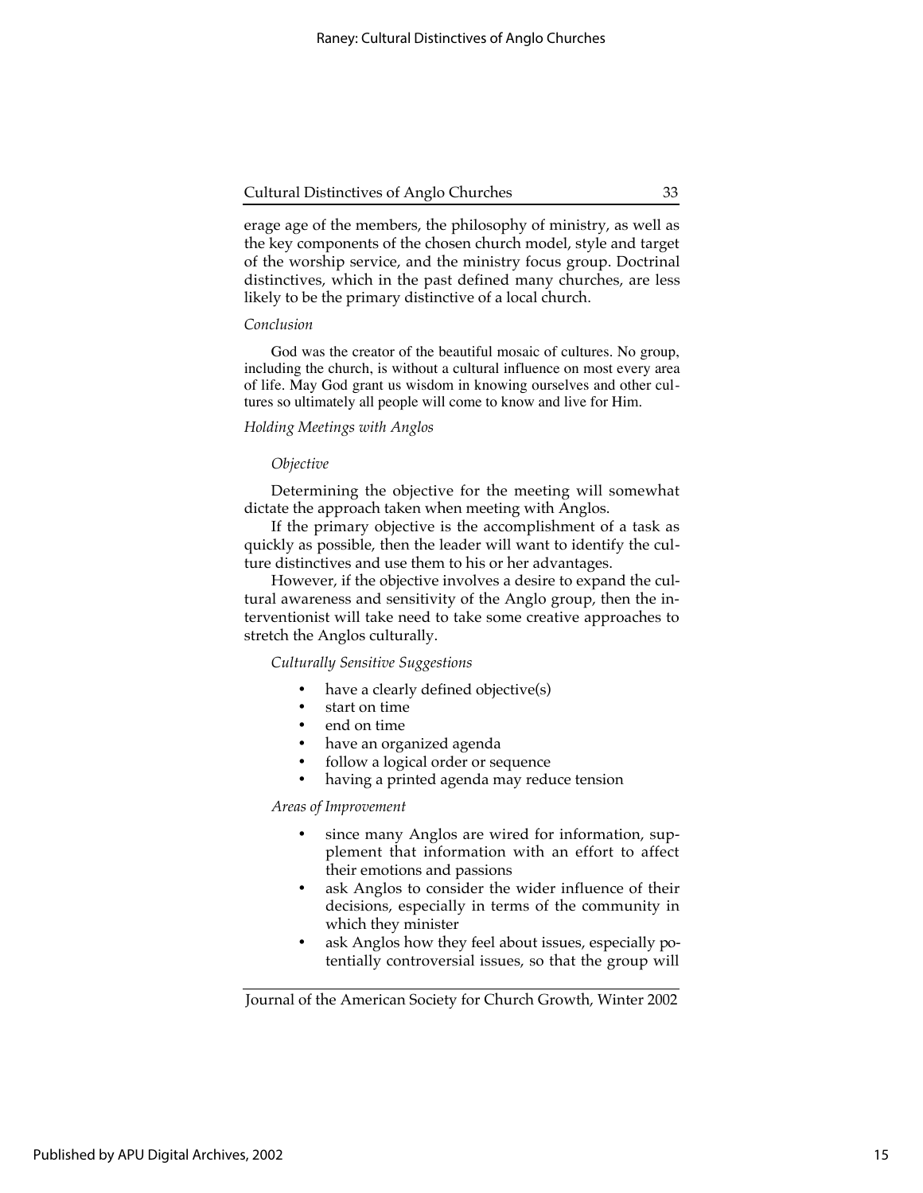erage age of the members, the philosophy of ministry, as well as the key components of the chosen church model, style and target of the worship service, and the ministry focus group. Doctrinal distinctives, which in the past defined many churches, are less likely to be the primary distinctive of a local church.

*Conclusion*

God was the creator of the beautiful mosaic of cultures. No group, including the church, is without a cultural influence on most every area of life. May God grant us wisdom in knowing ourselves and other cultures so ultimately all people will come to know and live for Him.

*Holding Meetings with Anglos*

*Objective*

Determining the objective for the meeting will somewhat dictate the approach taken when meeting with Anglos.

If the primary objective is the accomplishment of a task as quickly as possible, then the leader will want to identify the culture distinctives and use them to his or her advantages.

However, if the objective involves a desire to expand the cultural awareness and sensitivity of the Anglo group, then the interventionist will take need to take some creative approaches to stretch the Anglos culturally.

*Culturally Sensitive Suggestions*

- have a clearly defined objective(s)
- start on time
- end on time
- have an organized agenda
- follow a logical order or sequence
- having a printed agenda may reduce tension

*Areas of Improvement*

- since many Anglos are wired for information, supplement that information with an effort to affect their emotions and passions
- ask Anglos to consider the wider influence of their decisions, especially in terms of the community in which they minister
- ask Anglos how they feel about issues, especially potentially controversial issues, so that the group will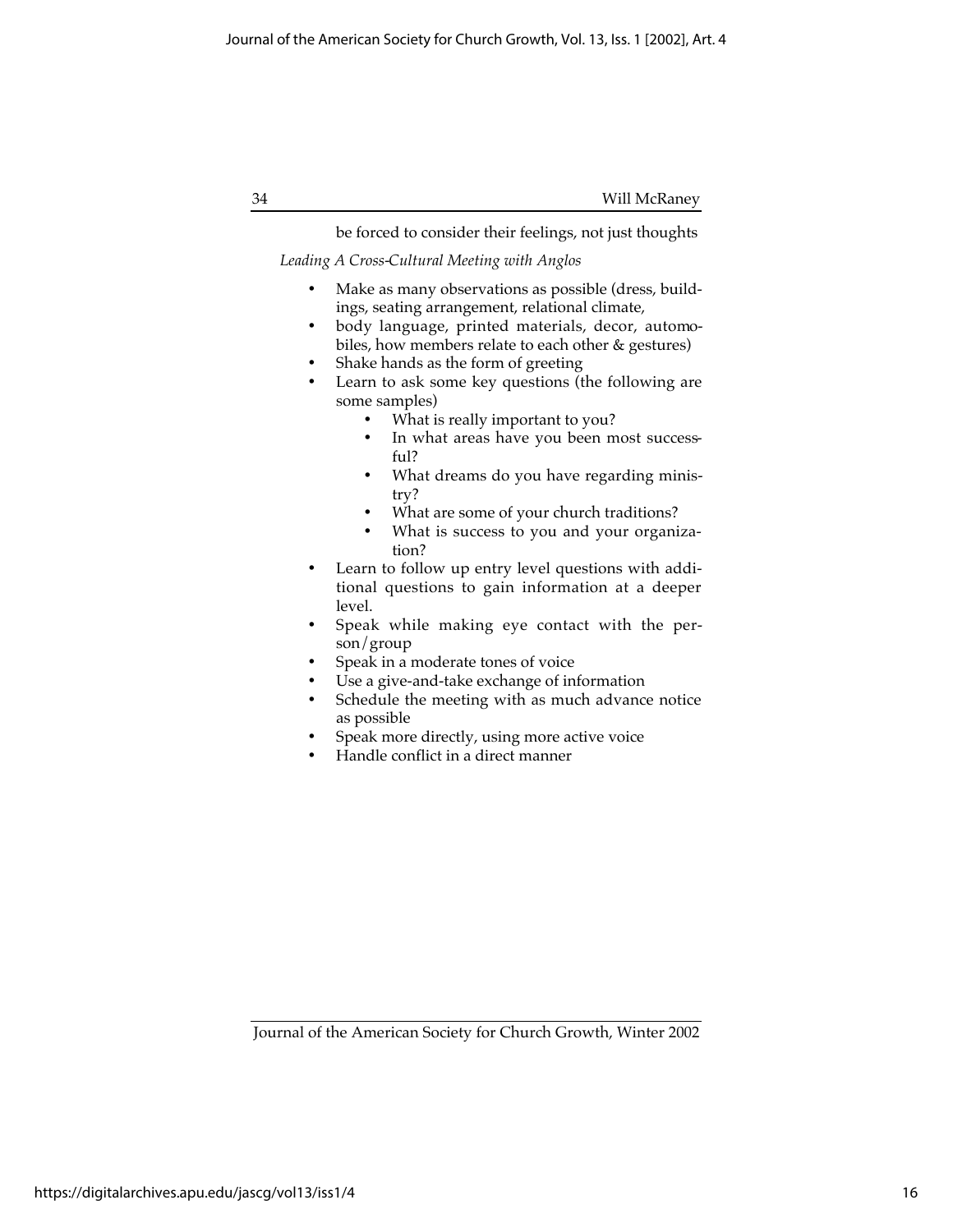be forced to consider their feelings, not just thoughts

*Leading A Cross-Cultural Meeting with Anglos*

- Make as many observations as possible (dress, buildings, seating arrangement, relational climate,
- body language, printed materials, decor, automobiles, how members relate to each other & gestures)
- Shake hands as the form of greeting
- Learn to ask some key questions (the following are some samples)
    - What is really important to you?
    - In what areas have you been most successful?
    - What dreams do you have regarding ministry?
    - What are some of your church traditions?
    - What is success to you and your organization?
- Learn to follow up entry level questions with additional questions to gain information at a deeper level.
- Speak while making eye contact with the person/group
- Speak in a moderate tones of voice
- Use a give-and-take exchange of information
- Schedule the meeting with as much advance notice as possible
- Speak more directly, using more active voice
- Handle conflict in a direct manner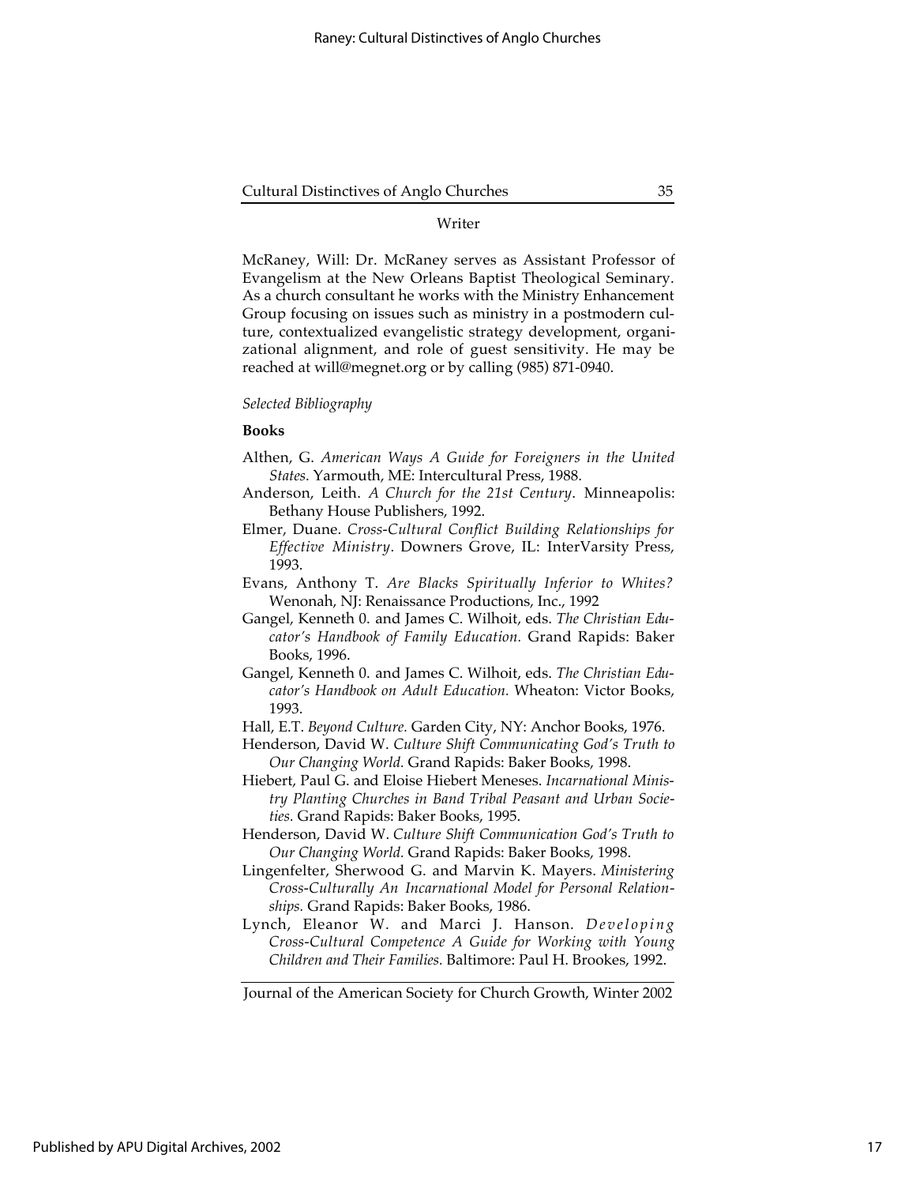Writer

McRaney, Will: Dr. McRaney serves as Assistant Professor of Evangelism at the New Orleans Baptist Theological Seminary. As a church consultant he works with the Ministry Enhancement Group focusing on issues such as ministry in a postmodern culture, contextualized evangelistic strategy development, organizational alignment, and role of guest sensitivity. He may be reached at will@megnet.org or by calling (985) 871-0940.

*Selected Bibliography*

**Books**

Althen, G. *American Ways A Guide for Foreigners in the United States*. Yarmouth, ME: Intercultural Press, 1988.

Anderson, Leith. *A Church for the 21st Century*. Minneapolis: Bethany House Publishers, 1992.

Elmer, Duane. *Cross-Cultural Conflict Building Relationships for Effective Ministry*. Downers Grove, IL: InterVarsity Press, 1993.

Evans, Anthony T. *Are Blacks Spiritually Inferior to Whites?* Wenonah, NJ: Renaissance Productions, Inc., 1992

Gangel, Kenneth 0. and James C. Wilhoit, eds. *The Christian Educator's Handbook of Family Education.* Grand Rapids: Baker Books, 1996.

Gangel, Kenneth 0. and James C. Wilhoit, eds. *The Christian Educator's Handbook on Adult Education.* Wheaton: Victor Books, 1993.

Hall, E.T. *Beyond Culture.* Garden City, NY: Anchor Books, 1976.

Henderson, David W. *Culture Shift Communicating God's Truth to Our Changing World.* Grand Rapids: Baker Books, 1998.

Hiebert, Paul G. and Eloise Hiebert Meneses. *Incarnational Ministry Planting Churches in Band Tribal Peasant and Urban Societies.* Grand Rapids: Baker Books, 1995.

Henderson, David W. *Culture Shift Communication God's Truth to Our Changing World.* Grand Rapids: Baker Books, 1998.

Lingenfelter, Sherwood G. and Marvin K. Mayers. *Ministering Cross-Culturally An Incarnational Model for Personal Relationships.* Grand Rapids: Baker Books, 1986.

Lynch, Eleanor W. and Marci J. Hanson. *Developing Cross-Cultural Competence A Guide for Working with Young Children and Their Families.* Baltimore: Paul H. Brookes, 1992.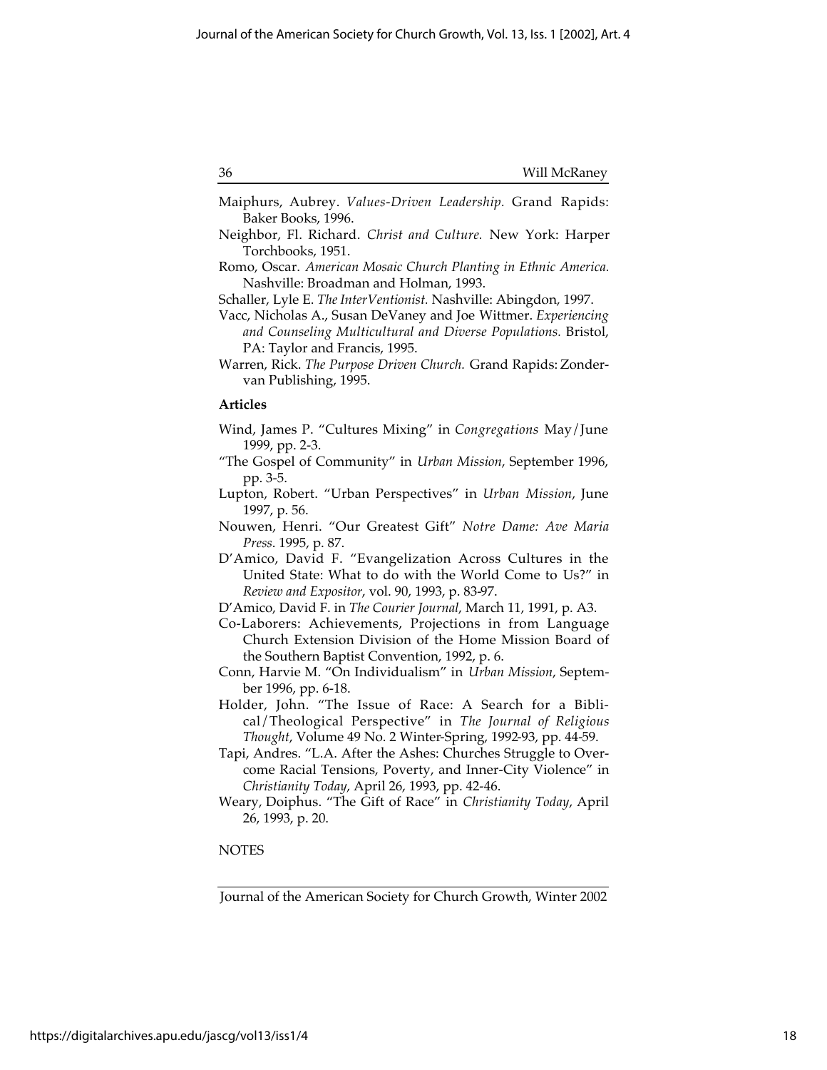Maiphurs, Aubrey. *Values-Driven Leadership.* Grand Rapids: Baker Books, 1996.

Neighbor, Fl. Richard. *Christ and Culture.* New York: Harper Torchbooks, 1951.

Romo, Oscar. *American Mosaic Church Planting in Ethnic America.* Nashville: Broadman and Holman, 1993.

Schaller, Lyle E. *The InterVentionist.* Nashville: Abingdon, 1997.

Vacc, Nicholas A., Susan DeVaney and Joe Wittmer. *Experiencing and Counseling Multicultural and Diverse Populations.* Bristol, PA: Taylor and Francis, 1995.

Warren, Rick. *The Purpose Driven Church.* Grand Rapids: Zondervan Publishing, 1995.

**Articles**

Wind, James P. "Cultures Mixing" in *Congregations* May/June 1999, pp. 2-3.

"The Gospel of Community" in *Urban Mission*, September 1996, pp. 3-5.

Lupton, Robert. "Urban Perspectives" in *Urban Mission*, June 1997, p. 56.

Nouwen, Henri. "Our Greatest Gift" *Notre Dame: Ave Maria Press*. 1995, p. 87.

D'Amico, David F. "Evangelization Across Cultures in the United State: What to do with the World Come to Us?" in *Review and Expositor*, vol. 90, 1993, p. 83-97.

D'Amico, David F. in *The Courier Journal*, March 11, 1991, p. A3.

Co-Laborers: Achievements, Projections in from Language Church Extension Division of the Home Mission Board of the Southern Baptist Convention, 1992, p. 6.

Conn, Harvie M. "On Individualism" in *Urban Mission*, September 1996, pp. 6-18.

Holder, John. "The Issue of Race: A Search for a Biblical/Theological Perspective" in *The Journal of Religious Thought*, Volume 49 No. 2 Winter-Spring, 1992-93, pp. 44-59.

Tapi, Andres. "L.A. After the Ashes: Churches Struggle to Overcome Racial Tensions, Poverty, and Inner-City Violence" in *Christianity Today*, April 26, 1993, pp. 42-46.

Weary, Doiphus. "The Gift of Race" in *Christianity Today*, April 26, 1993, p. 20.

NOTES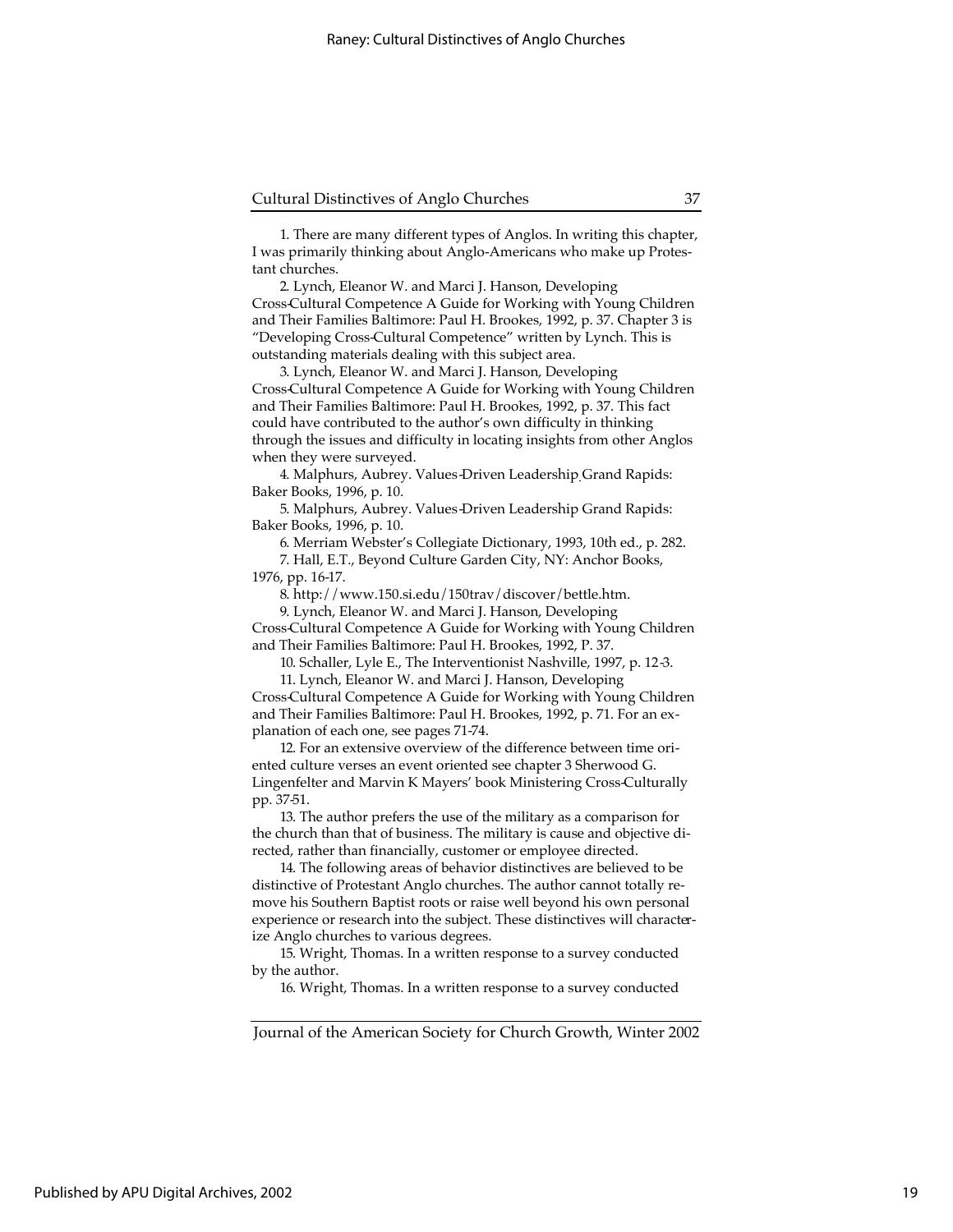1. There are many different types of Anglos. In writing this chapter, I was primarily thinking about Anglo-Americans who make up Protestant churches.

2. Lynch, Eleanor W. and Marci J. Hanson, Developing Cross-Cultural Competence A Guide for Working with Young Children and Their Families Baltimore: Paul H. Brookes, 1992, p. 37. Chapter 3 is "Developing Cross-Cultural Competence" written by Lynch. This is outstanding materials dealing with this subject area.

3. Lynch, Eleanor W. and Marci J. Hanson, Developing Cross-Cultural Competence A Guide for Working with Young Children and Their Families Baltimore: Paul H. Brookes, 1992, p. 37. This fact could have contributed to the author's own difficulty in thinking through the issues and difficulty in locating insights from other Anglos when they were surveyed.

4. Malphurs, Aubrey. Values-Driven Leadership Grand Rapids: Baker Books, 1996, p. 10.

5. Malphurs, Aubrey. Values-Driven Leadership Grand Rapids: Baker Books, 1996, p. 10.

6. Merriam Webster's Collegiate Dictionary, 1993, 10th ed., p. 282.

7. Hall, E.T., Beyond Culture Garden City, NY: Anchor Books, 1976, pp. 16-17.

8. http://www.150.si.edu/150trav/discover/bettle.htm.

9. Lynch, Eleanor W. and Marci J. Hanson, Developing Cross-Cultural Competence A Guide for Working with Young Children and Their Families Baltimore: Paul H. Brookes, 1992, P. 37.

10. Schaller, Lyle E., The Interventionist Nashville, 1997, p. 12-3.

11. Lynch, Eleanor W. and Marci J. Hanson, Developing Cross-Cultural Competence A Guide for Working with Young Children and Their Families Baltimore: Paul H. Brookes, 1992, p. 71. For an explanation of each one, see pages 71-74.

12. For an extensive overview of the difference between time oriented culture verses an event oriented see chapter 3 Sherwood G. Lingenfelter and Marvin K Mayers' book Ministering Cross-Culturally pp. 37-51.

13. The author prefers the use of the military as a comparison for the church than that of business. The military is cause and objective directed, rather than financially, customer or employee directed.

14. The following areas of behavior distinctives are believed to be distinctive of Protestant Anglo churches. The author cannot totally remove his Southern Baptist roots or raise well beyond his own personal experience or research into the subject. These distinctives will characterize Anglo churches to various degrees.

15. Wright, Thomas. In a written response to a survey conducted by the author.

16. Wright, Thomas. In a written response to a survey conducted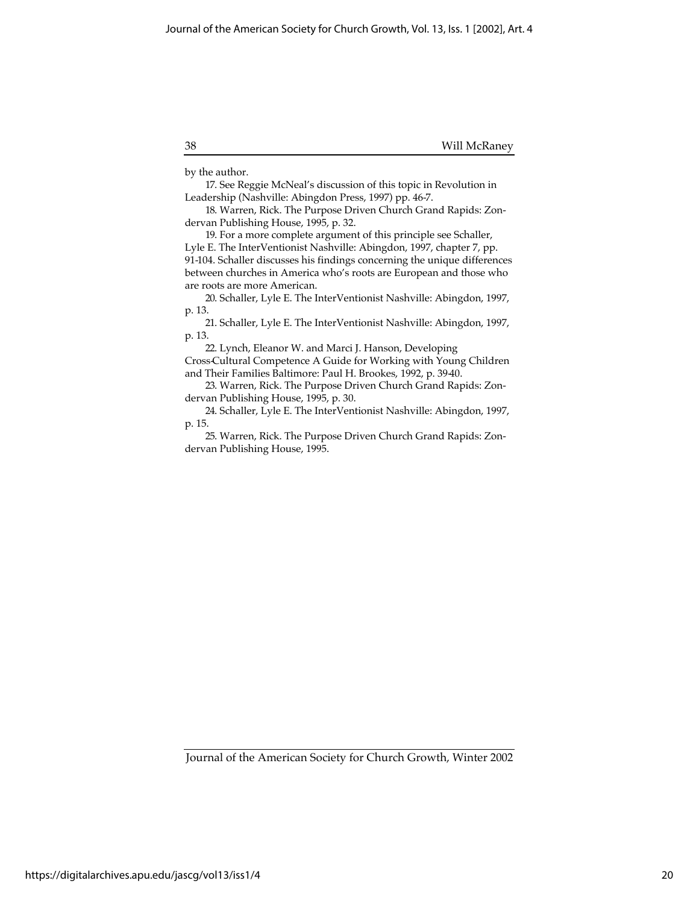by the author.

17. See Reggie McNeal's discussion of this topic in Revolution in Leadership (Nashville: Abingdon Press, 1997) pp. 46-7.

18. Warren, Rick. The Purpose Driven Church Grand Rapids: Zondervan Publishing House, 1995, p. 32.

19. For a more complete argument of this principle see Schaller, Lyle E. The InterVentionist Nashville: Abingdon, 1997, chapter 7, pp. 91-104. Schaller discusses his findings concerning the unique differences between churches in America who's roots are European and those who are roots are more American.

20. Schaller, Lyle E. The InterVentionist Nashville: Abingdon, 1997, p. 13.

21. Schaller, Lyle E. The InterVentionist Nashville: Abingdon, 1997, p. 13.

22. Lynch, Eleanor W. and Marci J. Hanson, Developing Cross-Cultural Competence A Guide for Working with Young Children and Their Families Baltimore: Paul H. Brookes, 1992, p. 39-40.

23. Warren, Rick. The Purpose Driven Church Grand Rapids: Zondervan Publishing House, 1995, p. 30.

24. Schaller, Lyle E. The InterVentionist Nashville: Abingdon, 1997, p. 15.

25. Warren, Rick. The Purpose Driven Church Grand Rapids: Zondervan Publishing House, 1995.